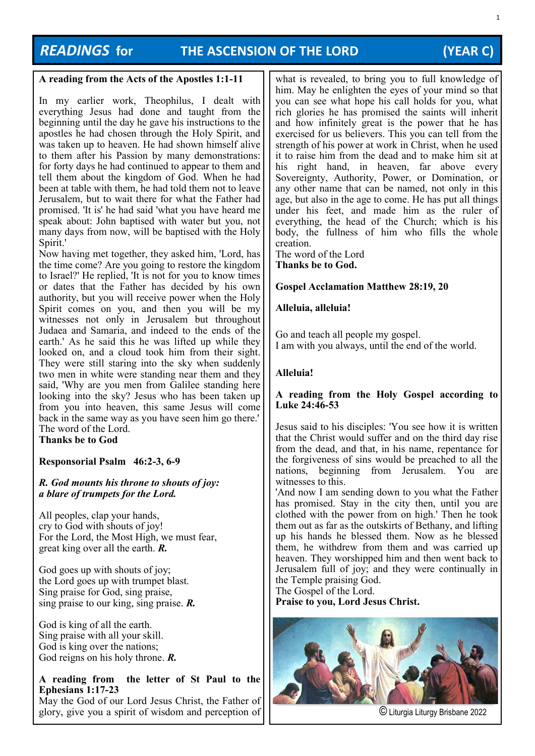# *READINGS* for THE ASCENSION OF THE LORD (YEAR C)

**A reading from the Acts of the Apostles 1:1-11**

In my earlier work, Theophilus, I dealt with everything Jesus had done and taught from the beginning until the day he gave his instructions to the apostles he had chosen through the Holy Spirit, and was taken up to heaven. He had shown himself alive to them after his Passion by many demonstrations: for forty days he had continued to appear to them and tell them about the kingdom of God. When he had been at table with them, he had told them not to leave Jerusalem, but to wait there for what the Father had promised. 'It is' he had said 'what you have heard me speak about: John baptised with water but you, not many days from now, will be baptised with the Holy Spirit.'

Now having met together, they asked him, 'Lord, has the time come? Are you going to restore the kingdom to Israel?' He replied, 'It is not for you to know times or dates that the Father has decided by his own authority, but you will receive power when the Holy Spirit comes on you, and then you will be my witnesses not only in Jerusalem but throughout Judaea and Samaria, and indeed to the ends of the earth.' As he said this he was lifted up while they looked on, and a cloud took him from their sight. They were still staring into the sky when suddenly two men in white were standing near them and they said, 'Why are you men from Galilee standing here looking into the sky? Jesus who has been taken up from you into heaven, this same Jesus will come back in the same way as you have seen him go there.'

The word of the Lord.
**Thanks be to God**

**Responsorial Psalm 46:2-3, 6-9**

***R. God mounts his throne to shouts of joy:***
***a blare of trumpets for the Lord.***

All peoples, clap your hands,
cry to God with shouts of joy!
For the Lord, the Most High, we must fear,
great king over all the earth. ***R.***

God goes up with shouts of joy;
the Lord goes up with trumpet blast.
Sing praise for God, sing praise,
sing praise to our king, sing praise. ***R.***

God is king of all the earth.
Sing praise with all your skill.
God is king over the nations;
God reigns on his holy throne. ***R.***

**A reading from the letter of St Paul to the Ephesians 1:17-23**

May the God of our Lord Jesus Christ, the Father of glory, give you a spirit of wisdom and perception of what is revealed, to bring you to full knowledge of him. May he enlighten the eyes of your mind so that you can see what hope his call holds for you, what rich glories he has promised the saints will inherit and how infinitely great is the power that he has exercised for us believers. This you can tell from the strength of his power at work in Christ, when he used it to raise him from the dead and to make him sit at his right hand, in heaven, far above every Sovereignty, Authority, Power, or Domination, or any other name that can be named, not only in this age, but also in the age to come. He has put all things under his feet, and made him as the ruler of everything, the head of the Church; which is his body, the fullness of him who fills the whole creation.

The word of the Lord
**Thanks be to God.**

**Gospel Acclamation Matthew 28:19, 20**

**Alleluia, alleluia!**

Go and teach all people my gospel.
I am with you always, until the end of the world.

**Alleluia!**

**A reading from the Holy Gospel according to Luke 24:46-53**

Jesus said to his disciples: 'You see how it is written that the Christ would suffer and on the third day rise from the dead, and that, in his name, repentance for the forgiveness of sins would be preached to all the nations, beginning from Jerusalem. You are witnesses to this.

'And now I am sending down to you what the Father has promised. Stay in the city then, until you are clothed with the power from on high.' Then he took them out as far as the outskirts of Bethany, and lifting up his hands he blessed them. Now as he blessed them, he withdrew from them and was carried up heaven. They worshipped him and then went back to Jerusalem full of joy; and they were continually in the Temple praising God.

The Gospel of the Lord.
**Praise to you, Lord Jesus Christ.**

© Liturgia Liturgy Brisbane 2022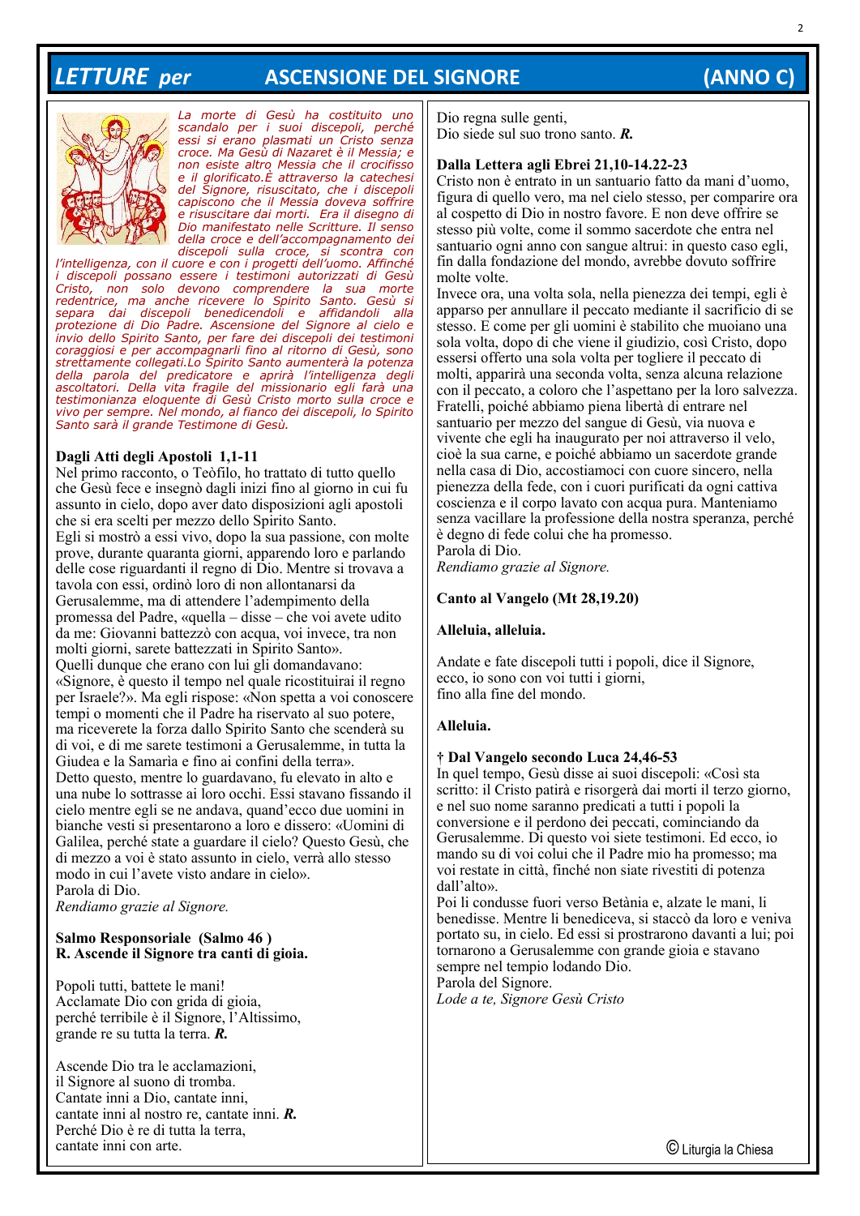# *LETTURE per* ASCENSIONE DEL SIGNORE (ANNO C)

*La morte di Gesù ha costituito uno scandalo per i suoi discepoli, perché essi si erano plasmati un Cristo senza croce. Ma Gesù di Nazaret è il Messia; e non esiste altro Messia che il crocifisso e il glorificato.È attraverso la catechesi del Signore, risuscitato, che i discepoli capiscono che il Messia doveva soffrire e risuscitare dai morti. Era il disegno di Dio manifestato nelle Scritture. Il senso della croce e dell'accompagnamento dei discepoli sulla croce, si scontra con l'intelligenza, con il cuore e con i progetti dell'uomo. Affinché i discepoli possano essere i testimoni autorizzati di Gesù Cristo, non solo devono comprendere la sua morte redentrice, ma anche ricevere lo Spirito Santo. Gesù si separa dai discepoli benedicendoli e affidandoli alla protezione di Dio Padre. Ascensione del Signore al cielo e invio dello Spirito Santo, per fare dei discepoli dei testimoni coraggiosi e per accompagnarli fino al ritorno di Gesù, sono strettamente collegati.Lo Spirito Santo aumenterà la potenza della parola del predicatore e aprirà l'intelligenza degli ascoltatori. Della vita fragile del missionario egli farà una testimonianza eloquente di Gesù Cristo morto sulla croce e vivo per sempre. Nel mondo, al fianco dei discepoli, lo Spirito Santo sarà il grande Testimone di Gesù.*

**Dagli Atti degli Apostoli 1,1-11**

Nel primo racconto, o Teòfilo, ho trattato di tutto quello che Gesù fece e insegnò dagli inizi fino al giorno in cui fu assunto in cielo, dopo aver dato disposizioni agli apostoli che si era scelti per mezzo dello Spirito Santo.
Egli si mostrò a essi vivo, dopo la sua passione, con molte prove, durante quaranta giorni, apparendo loro e parlando delle cose riguardanti il regno di Dio. Mentre si trovava a tavola con essi, ordinò loro di non allontanarsi da Gerusalemme, ma di attendere l'adempimento della promessa del Padre, «quella – disse – che voi avete udito da me: Giovanni battezzò con acqua, voi invece, tra non molti giorni, sarete battezzati in Spirito Santo».
Quelli dunque che erano con lui gli domandavano: «Signore, è questo il tempo nel quale ricostituirai il regno per Israele?». Ma egli rispose: «Non spetta a voi conoscere tempi o momenti che il Padre ha riservato al suo potere, ma riceverete la forza dallo Spirito Santo che scenderà su di voi, e di me sarete testimoni a Gerusalemme, in tutta la Giudea e la Samarìa e fino ai confini della terra».
Detto questo, mentre lo guardavano, fu elevato in alto e una nube lo sottrasse ai loro occhi. Essi stavano fissando il cielo mentre egli se ne andava, quand'ecco due uomini in bianche vesti si presentarono a loro e dissero: «Uomini di Galilea, perché state a guardare il cielo? Questo Gesù, che di mezzo a voi è stato assunto in cielo, verrà allo stesso modo in cui l'avete visto andare in cielo».
Parola di Dio.
*Rendiamo grazie al Signore.*

**Salmo Responsoriale (Salmo 46 )**
**R. Ascende il Signore tra canti di gioia.**

Popoli tutti, battete le mani!
Acclamate Dio con grida di gioia,
perché terribile è il Signore, l'Altissimo,
grande re su tutta la terra. ***R.***

Ascende Dio tra le acclamazioni,
il Signore al suono di tromba.
Cantate inni a Dio, cantate inni,
cantate inni al nostro re, cantate inni. ***R.***
Perché Dio è re di tutta la terra,
cantate inni con arte.
Dio regna sulle genti,
Dio siede sul suo trono santo. ***R.***

**Dalla Lettera agli Ebrei 21,10-14.22-23**

Cristo non è entrato in un santuario fatto da mani d'uomo, figura di quello vero, ma nel cielo stesso, per comparire ora al cospetto di Dio in nostro favore. E non deve offrire se stesso più volte, come il sommo sacerdote che entra nel santuario ogni anno con sangue altrui: in questo caso egli, fin dalla fondazione del mondo, avrebbe dovuto soffrire molte volte.
Invece ora, una volta sola, nella pienezza dei tempi, egli è apparso per annullare il peccato mediante il sacrificio di se stesso. E come per gli uomini è stabilito che muoiano una sola volta, dopo di che viene il giudizio, così Cristo, dopo essersi offerto una sola volta per togliere il peccato di molti, apparirà una seconda volta, senza alcuna relazione con il peccato, a coloro che l'aspettano per la loro salvezza.
Fratelli, poiché abbiamo piena libertà di entrare nel santuario per mezzo del sangue di Gesù, via nuova e vivente che egli ha inaugurato per noi attraverso il velo, cioè la sua carne, e poiché abbiamo un sacerdote grande nella casa di Dio, accostiamoci con cuore sincero, nella pienezza della fede, con i cuori purificati da ogni cattiva coscienza e il corpo lavato con acqua pura. Manteniamo senza vacillare la professione della nostra speranza, perché è degno di fede colui che ha promesso.
Parola di Dio.
*Rendiamo grazie al Signore.*

**Canto al Vangelo (Mt 28,19.20)**

**Alleluia, alleluia.**

Andate e fate discepoli tutti i popoli, dice il Signore,
ecco, io sono con voi tutti i giorni,
fino alla fine del mondo.

**Alleluia.**

**† Dal Vangelo secondo Luca 24,46-53**

In quel tempo, Gesù disse ai suoi discepoli: «Così sta scritto: il Cristo patirà e risorgerà dai morti il terzo giorno, e nel suo nome saranno predicati a tutti i popoli la conversione e il perdono dei peccati, cominciando da Gerusalemme. Di questo voi siete testimoni. Ed ecco, io mando su di voi colui che il Padre mio ha promesso; ma voi restate in città, finché non siate rivestiti di potenza dall'alto».
Poi li condusse fuori verso Betània e, alzate le mani, li benedisse. Mentre li benediceva, si staccò da loro e veniva portato su, in cielo. Ed essi si prostrarono davanti a lui; poi tornarono a Gerusalemme con grande gioia e stavano sempre nel tempio lodando Dio.
Parola del Signore.
*Lode a te, Signore Gesù Cristo*

© Liturgia la Chiesa